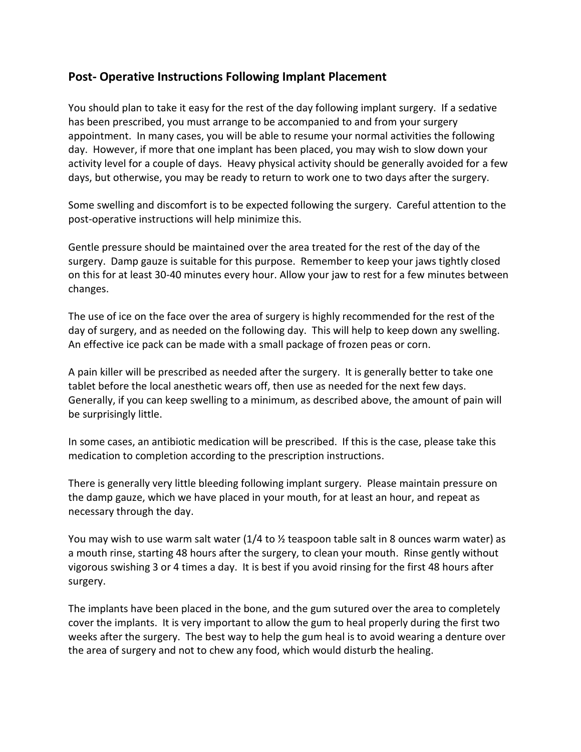## Post- Operative Instructions Following Implant Placement

You should plan to take it easy for the rest of the day following implant surgery. If a sedative has been prescribed, you must arrange to be accompanied to and from your surgery appointment. In many cases, you will be able to resume your normal activities the following day. However, if more that one implant has been placed, you may wish to slow down your activity level for a couple of days. Heavy physical activity should be generally avoided for a few days, but otherwise, you may be ready to return to work one to two days after the surgery.

Some swelling and discomfort is to be expected following the surgery. Careful attention to the post-operative instructions will help minimize this.

Gentle pressure should be maintained over the area treated for the rest of the day of the surgery. Damp gauze is suitable for this purpose. Remember to keep your jaws tightly closed on this for at least 30-40 minutes every hour. Allow your jaw to rest for a few minutes between changes.

The use of ice on the face over the area of surgery is highly recommended for the rest of the day of surgery, and as needed on the following day. This will help to keep down any swelling. An effective ice pack can be made with a small package of frozen peas or corn.

A pain killer will be prescribed as needed after the surgery. It is generally better to take one tablet before the local anesthetic wears off, then use as needed for the next few days. Generally, if you can keep swelling to a minimum, as described above, the amount of pain will be surprisingly little.

In some cases, an antibiotic medication will be prescribed. If this is the case, please take this medication to completion according to the prescription instructions.

There is generally very little bleeding following implant surgery. Please maintain pressure on the damp gauze, which we have placed in your mouth, for at least an hour, and repeat as necessary through the day.

You may wish to use warm salt water (1/4 to ½ teaspoon table salt in 8 ounces warm water) as a mouth rinse, starting 48 hours after the surgery, to clean your mouth. Rinse gently without vigorous swishing 3 or 4 times a day. It is best if you avoid rinsing for the first 48 hours after surgery.

The implants have been placed in the bone, and the gum sutured over the area to completely cover the implants. It is very important to allow the gum to heal properly during the first two weeks after the surgery. The best way to help the gum heal is to avoid wearing a denture over the area of surgery and not to chew any food, which would disturb the healing.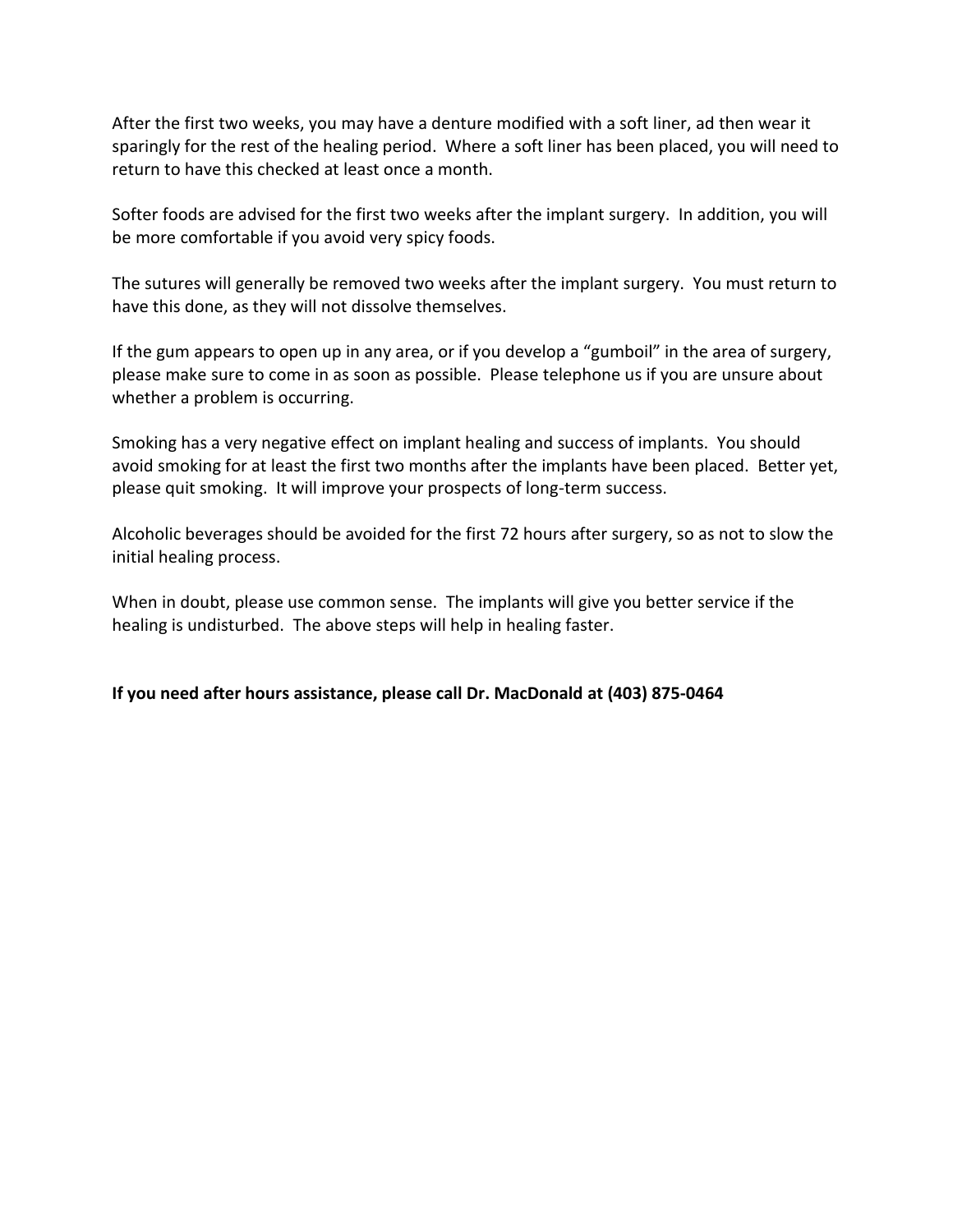After the first two weeks, you may have a denture modified with a soft liner, ad then wear it sparingly for the rest of the healing period. Where a soft liner has been placed, you will need to return to have this checked at least once a month.

Softer foods are advised for the first two weeks after the implant surgery. In addition, you will be more comfortable if you avoid very spicy foods.

The sutures will generally be removed two weeks after the implant surgery. You must return to have this done, as they will not dissolve themselves.

If the gum appears to open up in any area, or if you develop a "gumboil" in the area of surgery, please make sure to come in as soon as possible. Please telephone us if you are unsure about whether a problem is occurring.

Smoking has a very negative effect on implant healing and success of implants. You should avoid smoking for at least the first two months after the implants have been placed. Better yet, please quit smoking. It will improve your prospects of long-term success.

Alcoholic beverages should be avoided for the first 72 hours after surgery, so as not to slow the initial healing process.

When in doubt, please use common sense. The implants will give you better service if the healing is undisturbed. The above steps will help in healing faster.

**If you need after hours assistance, please call Dr. MacDonald at (403) 875-0464**